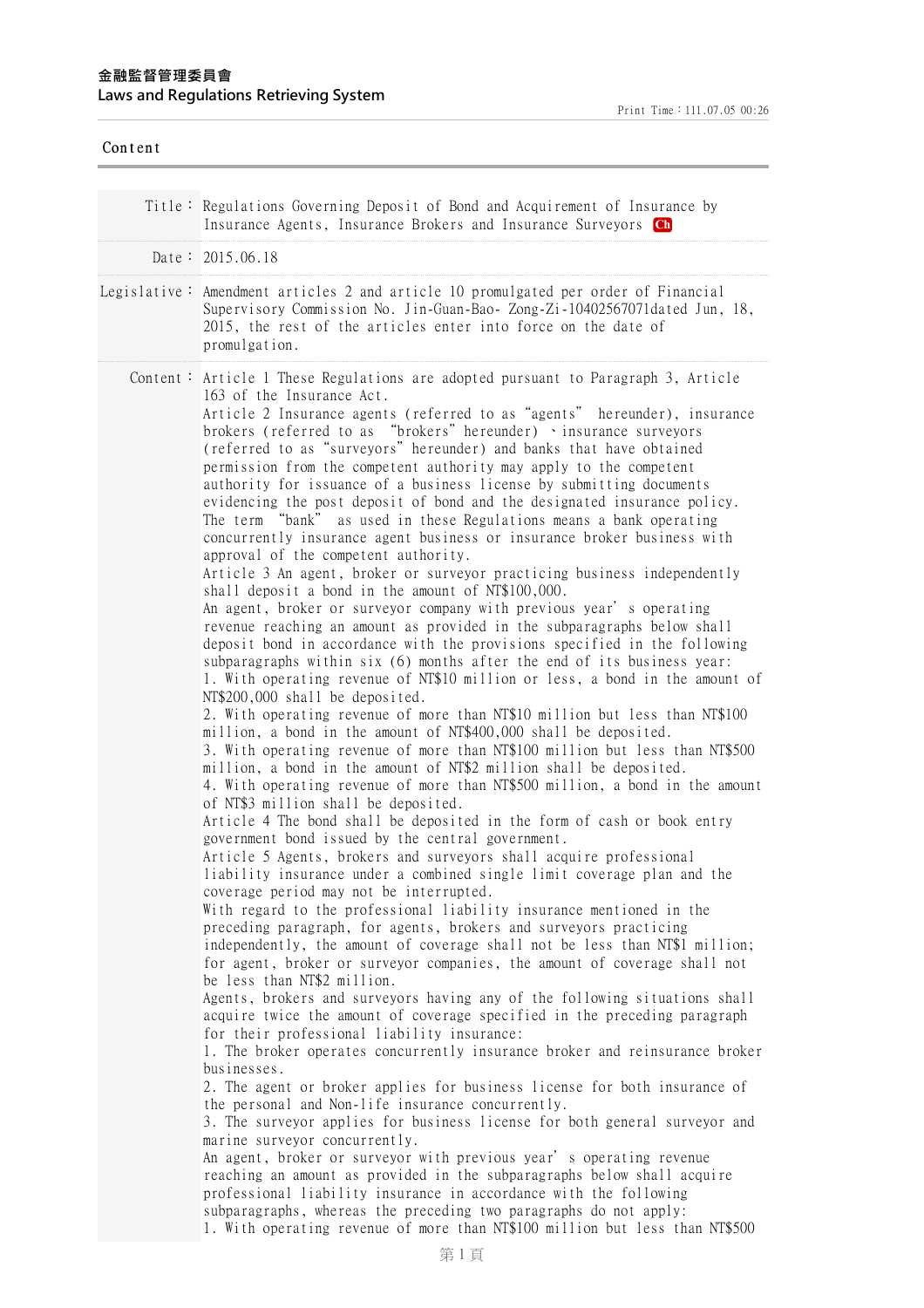**金融監督管理委員會**
**Laws and Regulations Retrieving System**

Print Time：111.07.05 00:26

Content

| | |
|---|---|
| Title： | Regulations Governing Deposit of Bond and Acquirement of Insurance by Insurance Agents, Insurance Brokers and Insurance Surveyors Ch |
| Date： | 2015.06.18 |
| Legislative： | Amendment articles 2 and article 10 promulgated per order of Financial Supervisory Commission No. Jin-Guan-Bao- Zong-Zi-10402567071dated Jun, 18, 2015, the rest of the articles enter into force on the date of promulgation. |

Content：

Article 1 These Regulations are adopted pursuant to Paragraph 3, Article 163 of the Insurance Act.

Article 2 Insurance agents (referred to as "agents" hereunder), insurance brokers (referred to as "brokers" hereunder) 、insurance surveyors (referred to as "surveyors" hereunder) and banks that have obtained permission from the competent authority may apply to the competent authority for issuance of a business license by submitting documents evidencing the post deposit of bond and the designated insurance policy.
The term "bank" as used in these Regulations means a bank operating concurrently insurance agent business or insurance broker business with approval of the competent authority.

Article 3 An agent, broker or surveyor practicing business independently shall deposit a bond in the amount of NT$100,000.
An agent, broker or surveyor company with previous year's operating revenue reaching an amount as provided in the subparagraphs below shall deposit bond in accordance with the provisions specified in the following subparagraphs within six (6) months after the end of its business year:
1. With operating revenue of NT$10 million or less, a bond in the amount of NT$200,000 shall be deposited.
2. With operating revenue of more than NT$10 million but less than NT$100 million, a bond in the amount of NT$400,000 shall be deposited.
3. With operating revenue of more than NT$100 million but less than NT$500 million, a bond in the amount of NT$2 million shall be deposited.
4. With operating revenue of more than NT$500 million, a bond in the amount of NT$3 million shall be deposited.

Article 4 The bond shall be deposited in the form of cash or book entry government bond issued by the central government.

Article 5 Agents, brokers and surveyors shall acquire professional liability insurance under a combined single limit coverage plan and the coverage period may not be interrupted.
With regard to the professional liability insurance mentioned in the preceding paragraph, for agents, brokers and surveyors practicing independently, the amount of coverage shall not be less than NT$1 million; for agent, broker or surveyor companies, the amount of coverage shall not be less than NT$2 million.
Agents, brokers and surveyors having any of the following situations shall acquire twice the amount of coverage specified in the preceding paragraph for their professional liability insurance:
1. The broker operates concurrently insurance broker and reinsurance broker businesses.
2. The agent or broker applies for business license for both insurance of the personal and Non-life insurance concurrently.
3. The surveyor applies for business license for both general surveyor and marine surveyor concurrently.
An agent, broker or surveyor with previous year's operating revenue reaching an amount as provided in the subparagraphs below shall acquire professional liability insurance in accordance with the following subparagraphs, whereas the preceding two paragraphs do not apply:
1. With operating revenue of more than NT$100 million but less than NT$500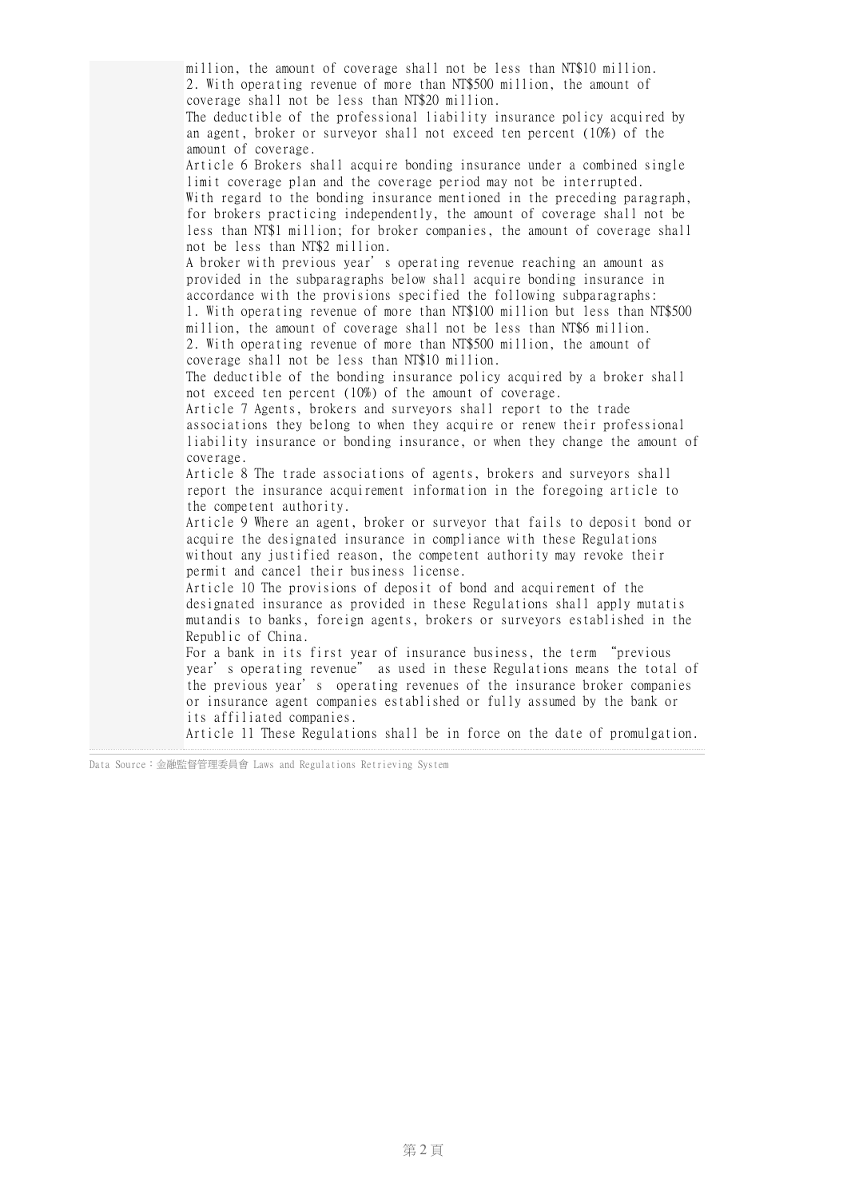million, the amount of coverage shall not be less than NT$10 million.
2. With operating revenue of more than NT$500 million, the amount of coverage shall not be less than NT$20 million.

The deductible of the professional liability insurance policy acquired by an agent, broker or surveyor shall not exceed ten percent (10%) of the amount of coverage.

Article 6 Brokers shall acquire bonding insurance under a combined single limit coverage plan and the coverage period may not be interrupted.

With regard to the bonding insurance mentioned in the preceding paragraph, for brokers practicing independently, the amount of coverage shall not be less than NT$1 million; for broker companies, the amount of coverage shall not be less than NT$2 million.

A broker with previous year's operating revenue reaching an amount as provided in the subparagraphs below shall acquire bonding insurance in accordance with the provisions specified the following subparagraphs:
1. With operating revenue of more than NT$100 million but less than NT$500 million, the amount of coverage shall not be less than NT$6 million.
2. With operating revenue of more than NT$500 million, the amount of coverage shall not be less than NT$10 million.

The deductible of the bonding insurance policy acquired by a broker shall not exceed ten percent (10%) of the amount of coverage.

Article 7 Agents, brokers and surveyors shall report to the trade associations they belong to when they acquire or renew their professional liability insurance or bonding insurance, or when they change the amount of coverage.

Article 8 The trade associations of agents, brokers and surveyors shall report the insurance acquirement information in the foregoing article to the competent authority.

Article 9 Where an agent, broker or surveyor that fails to deposit bond or acquire the designated insurance in compliance with these Regulations without any justified reason, the competent authority may revoke their permit and cancel their business license.

Article 10 The provisions of deposit of bond and acquirement of the designated insurance as provided in these Regulations shall apply mutatis mutandis to banks, foreign agents, brokers or surveyors established in the Republic of China.

For a bank in its first year of insurance business, the term "previous year's operating revenue" as used in these Regulations means the total of the previous year's operating revenues of the insurance broker companies or insurance agent companies established or fully assumed by the bank or its affiliated companies.

Article 11 These Regulations shall be in force on the date of promulgation.

Data Source：金融監督管理委員會 Laws and Regulations Retrieving System